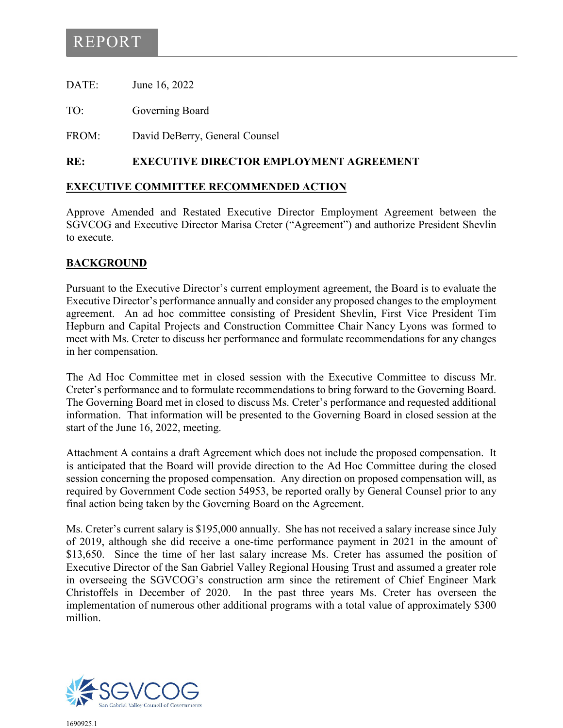# REPORT

DATE: June 16, 2022

TO: Governing Board

FROM: David DeBerry, General Counsel

**RE: EXECUTIVE DIRECTOR EMPLOYMENT AGREEMENT**

## EXECUTIVE COMMITTEE RECOMMENDED ACTION

Approve Amended and Restated Executive Director Employment Agreement between the SGVCOG and Executive Director Marisa Creter ("Agreement") and authorize President Shevlin to execute.

## BACKGROUND

Pursuant to the Executive Director's current employment agreement, the Board is to evaluate the Executive Director's performance annually and consider any proposed changes to the employment agreement. An ad hoc committee consisting of President Shevlin, First Vice President Tim Hepburn and Capital Projects and Construction Committee Chair Nancy Lyons was formed to meet with Ms. Creter to discuss her performance and formulate recommendations for any changes in her compensation.

The Ad Hoc Committee met in closed session with the Executive Committee to discuss Mr. Creter's performance and to formulate recommendations to bring forward to the Governing Board. The Governing Board met in closed to discuss Ms. Creter's performance and requested additional information. That information will be presented to the Governing Board in closed session at the start of the June 16, 2022, meeting.

Attachment A contains a draft Agreement which does not include the proposed compensation. It is anticipated that the Board will provide direction to the Ad Hoc Committee during the closed session concerning the proposed compensation. Any direction on proposed compensation will, as required by Government Code section 54953, be reported orally by General Counsel prior to any final action being taken by the Governing Board on the Agreement.

Ms. Creter's current salary is $195,000 annually. She has not received a salary increase since July of 2019, although she did receive a one-time performance payment in 2021 in the amount of $13,650. Since the time of her last salary increase Ms. Creter has assumed the position of Executive Director of the San Gabriel Valley Regional Housing Trust and assumed a greater role in overseeing the SGVCOG's construction arm since the retirement of Chief Engineer Mark Christoffels in December of 2020. In the past three years Ms. Creter has overseen the implementation of numerous other additional programs with a total value of approximately $300 million.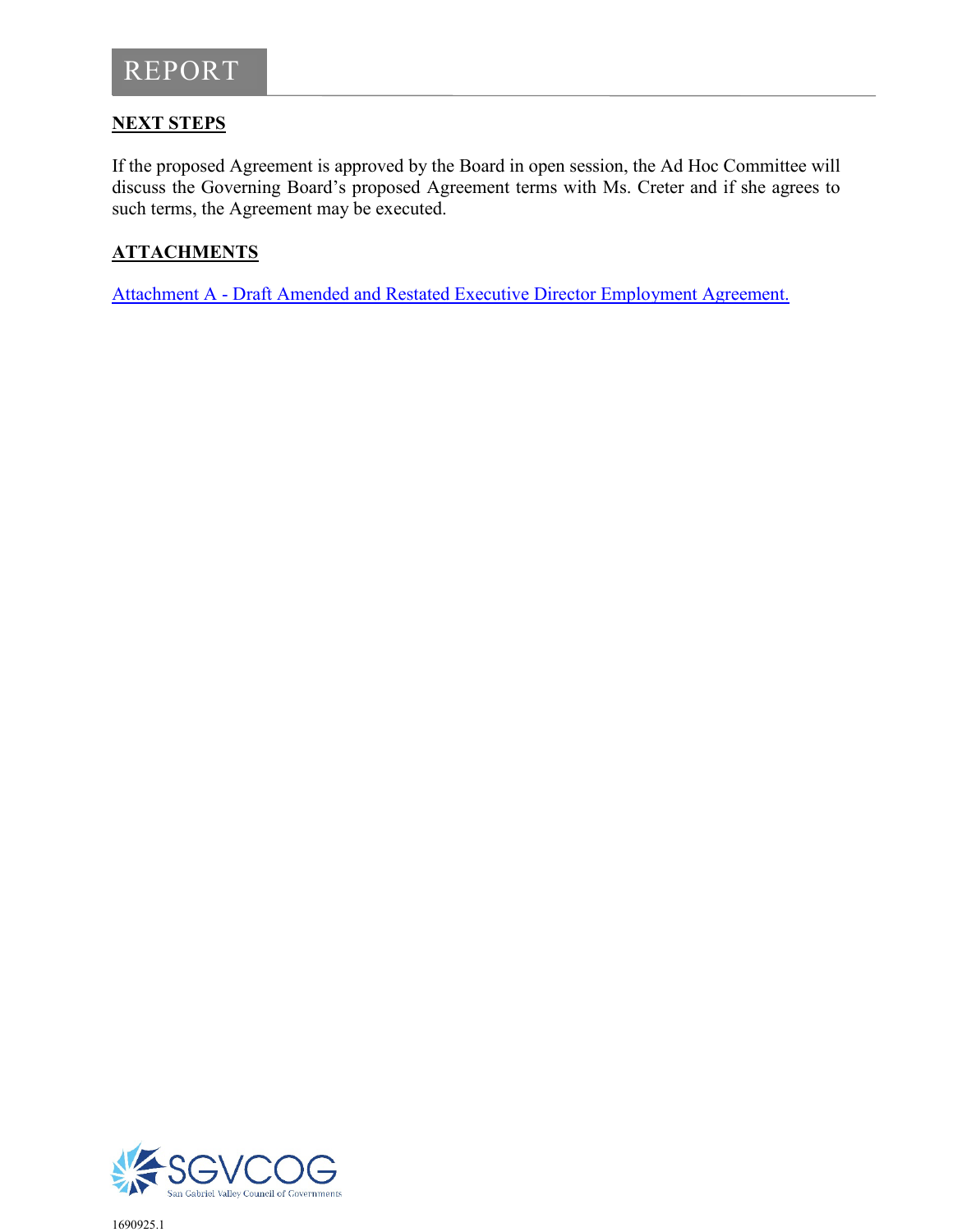## NEXT STEPS

If the proposed Agreement is approved by the Board in open session, the Ad Hoc Committee will discuss the Governing Board's proposed Agreement terms with Ms. Creter and if she agrees to such terms, the Agreement may be executed.

## ATTACHMENTS

Attachment A - Draft Amended and Restated Executive Director Employment Agreement.

1690925.1